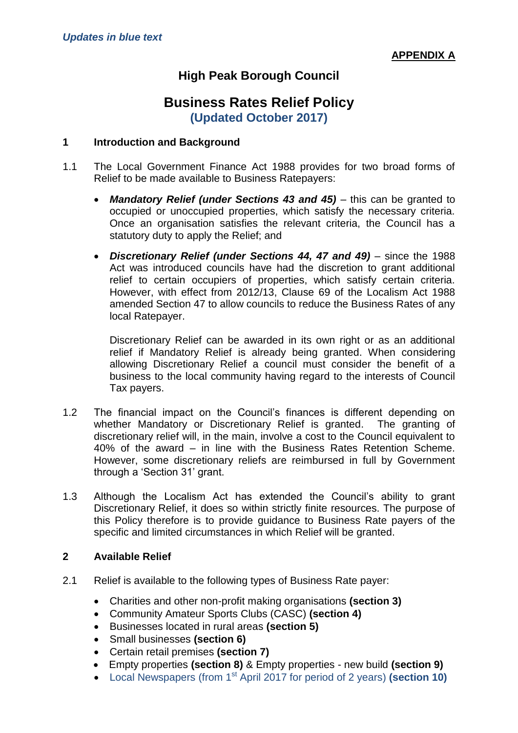*Updates in blue text*

**APPENDIX A**

# High Peak Borough Council

# Business Rates Relief Policy

**(Updated October 2017)**

## 1 Introduction and Background

1.1 The Local Government Finance Act 1988 provides for two broad forms of Relief to be made available to Business Ratepayers:

- ***Mandatory Relief (under Sections 43 and 45)*** – this can be granted to occupied or unoccupied properties, which satisfy the necessary criteria. Once an organisation satisfies the relevant criteria, the Council has a statutory duty to apply the Relief; and

- ***Discretionary Relief (under Sections 44, 47 and 49)*** – since the 1988 Act was introduced councils have had the discretion to grant additional relief to certain occupiers of properties, which satisfy certain criteria. However, with effect from 2012/13, Clause 69 of the Localism Act 1988 amended Section 47 to allow councils to reduce the Business Rates of any local Ratepayer.

  Discretionary Relief can be awarded in its own right or as an additional relief if Mandatory Relief is already being granted. When considering allowing Discretionary Relief a council must consider the benefit of a business to the local community having regard to the interests of Council Tax payers.

1.2 The financial impact on the Council's finances is different depending on whether Mandatory or Discretionary Relief is granted. The granting of discretionary relief will, in the main, involve a cost to the Council equivalent to 40% of the award – in line with the Business Rates Retention Scheme. However, some discretionary reliefs are reimbursed in full by Government through a 'Section 31' grant.

1.3 Although the Localism Act has extended the Council's ability to grant Discretionary Relief, it does so within strictly finite resources. The purpose of this Policy therefore is to provide guidance to Business Rate payers of the specific and limited circumstances in which Relief will be granted.

## 2 Available Relief

2.1 Relief is available to the following types of Business Rate payer:

- Charities and other non-profit making organisations **(section 3)**
- Community Amateur Sports Clubs (CASC) **(section 4)**
- Businesses located in rural areas **(section 5)**
- Small businesses **(section 6)**
- Certain retail premises **(section 7)**
- Empty properties **(section 8)** & Empty properties - new build **(section 9)**
- Local Newspapers (from 1st April 2017 for period of 2 years) **(section 10)**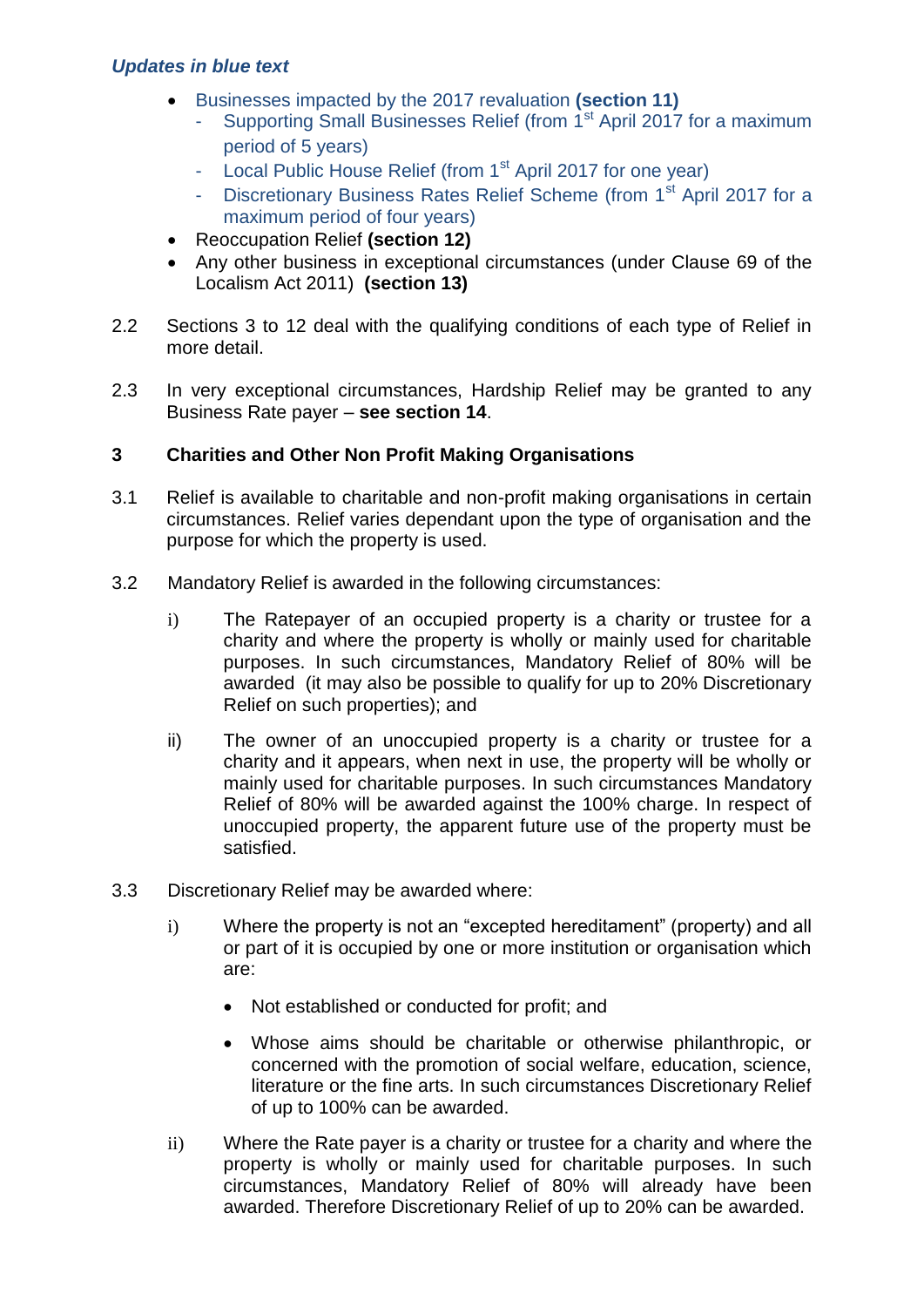*Updates in blue text*

- Businesses impacted by the 2017 revaluation **(section 11)**
  - Supporting Small Businesses Relief (from 1st April 2017 for a maximum period of 5 years)
  - Local Public House Relief (from 1st April 2017 for one year)
  - Discretionary Business Rates Relief Scheme (from 1st April 2017 for a maximum period of four years)
- Reoccupation Relief **(section 12)**
- Any other business in exceptional circumstances (under Clause 69 of the Localism Act 2011) **(section 13)**

2.2 Sections 3 to 12 deal with the qualifying conditions of each type of Relief in more detail.

2.3 In very exceptional circumstances, Hardship Relief may be granted to any Business Rate payer – **see section 14**.

## 3 Charities and Other Non Profit Making Organisations

3.1 Relief is available to charitable and non-profit making organisations in certain circumstances. Relief varies dependant upon the type of organisation and the purpose for which the property is used.

3.2 Mandatory Relief is awarded in the following circumstances:

i) The Ratepayer of an occupied property is a charity or trustee for a charity and where the property is wholly or mainly used for charitable purposes. In such circumstances, Mandatory Relief of 80% will be awarded (it may also be possible to qualify for up to 20% Discretionary Relief on such properties); and

ii) The owner of an unoccupied property is a charity or trustee for a charity and it appears, when next in use, the property will be wholly or mainly used for charitable purposes. In such circumstances Mandatory Relief of 80% will be awarded against the 100% charge. In respect of unoccupied property, the apparent future use of the property must be satisfied.

3.3 Discretionary Relief may be awarded where:

i) Where the property is not an "excepted hereditament" (property) and all or part of it is occupied by one or more institution or organisation which are:

- Not established or conducted for profit; and
- Whose aims should be charitable or otherwise philanthropic, or concerned with the promotion of social welfare, education, science, literature or the fine arts. In such circumstances Discretionary Relief of up to 100% can be awarded.

ii) Where the Rate payer is a charity or trustee for a charity and where the property is wholly or mainly used for charitable purposes. In such circumstances, Mandatory Relief of 80% will already have been awarded. Therefore Discretionary Relief of up to 20% can be awarded.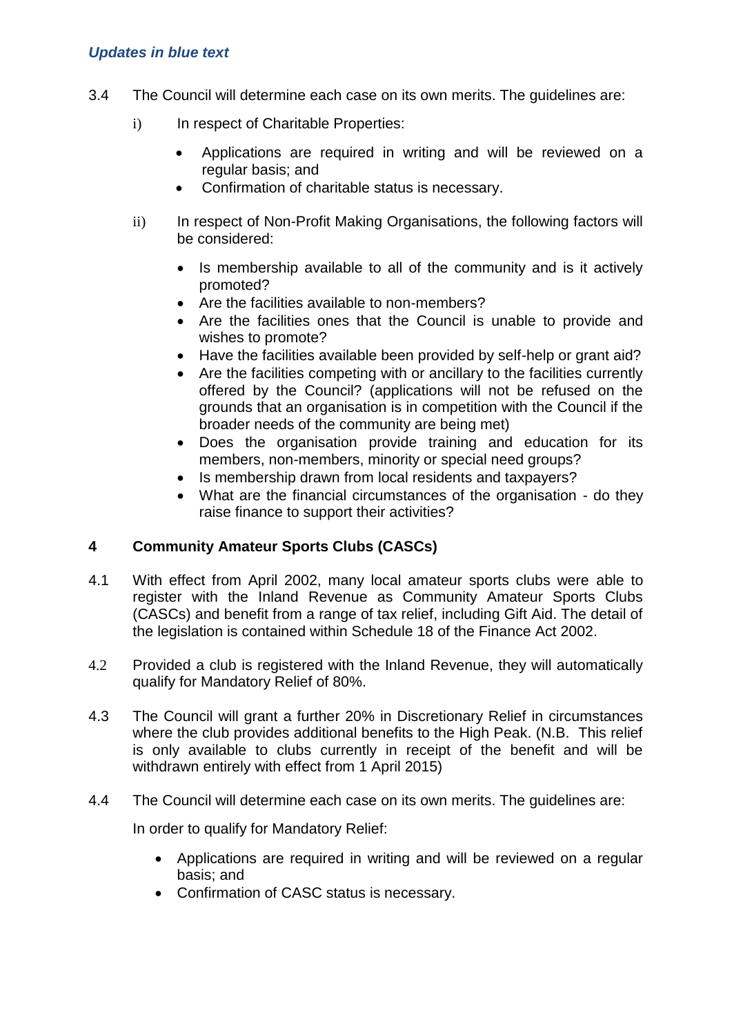*Updates in blue text*

3.4 The Council will determine each case on its own merits. The guidelines are:

i) In respect of Charitable Properties:

- Applications are required in writing and will be reviewed on a regular basis; and
- Confirmation of charitable status is necessary.

ii) In respect of Non-Profit Making Organisations, the following factors will be considered:

- Is membership available to all of the community and is it actively promoted?
- Are the facilities available to non-members?
- Are the facilities ones that the Council is unable to provide and wishes to promote?
- Have the facilities available been provided by self-help or grant aid?
- Are the facilities competing with or ancillary to the facilities currently offered by the Council? (applications will not be refused on the grounds that an organisation is in competition with the Council if the broader needs of the community are being met)
- Does the organisation provide training and education for its members, non-members, minority or special need groups?
- Is membership drawn from local residents and taxpayers?
- What are the financial circumstances of the organisation - do they raise finance to support their activities?

## 4 Community Amateur Sports Clubs (CASCs)

4.1 With effect from April 2002, many local amateur sports clubs were able to register with the Inland Revenue as Community Amateur Sports Clubs (CASCs) and benefit from a range of tax relief, including Gift Aid. The detail of the legislation is contained within Schedule 18 of the Finance Act 2002.

4.2 Provided a club is registered with the Inland Revenue, they will automatically qualify for Mandatory Relief of 80%.

4.3 The Council will grant a further 20% in Discretionary Relief in circumstances where the club provides additional benefits to the High Peak. (N.B. This relief is only available to clubs currently in receipt of the benefit and will be withdrawn entirely with effect from 1 April 2015)

4.4 The Council will determine each case on its own merits. The guidelines are:

In order to qualify for Mandatory Relief:

- Applications are required in writing and will be reviewed on a regular basis; and
- Confirmation of CASC status is necessary.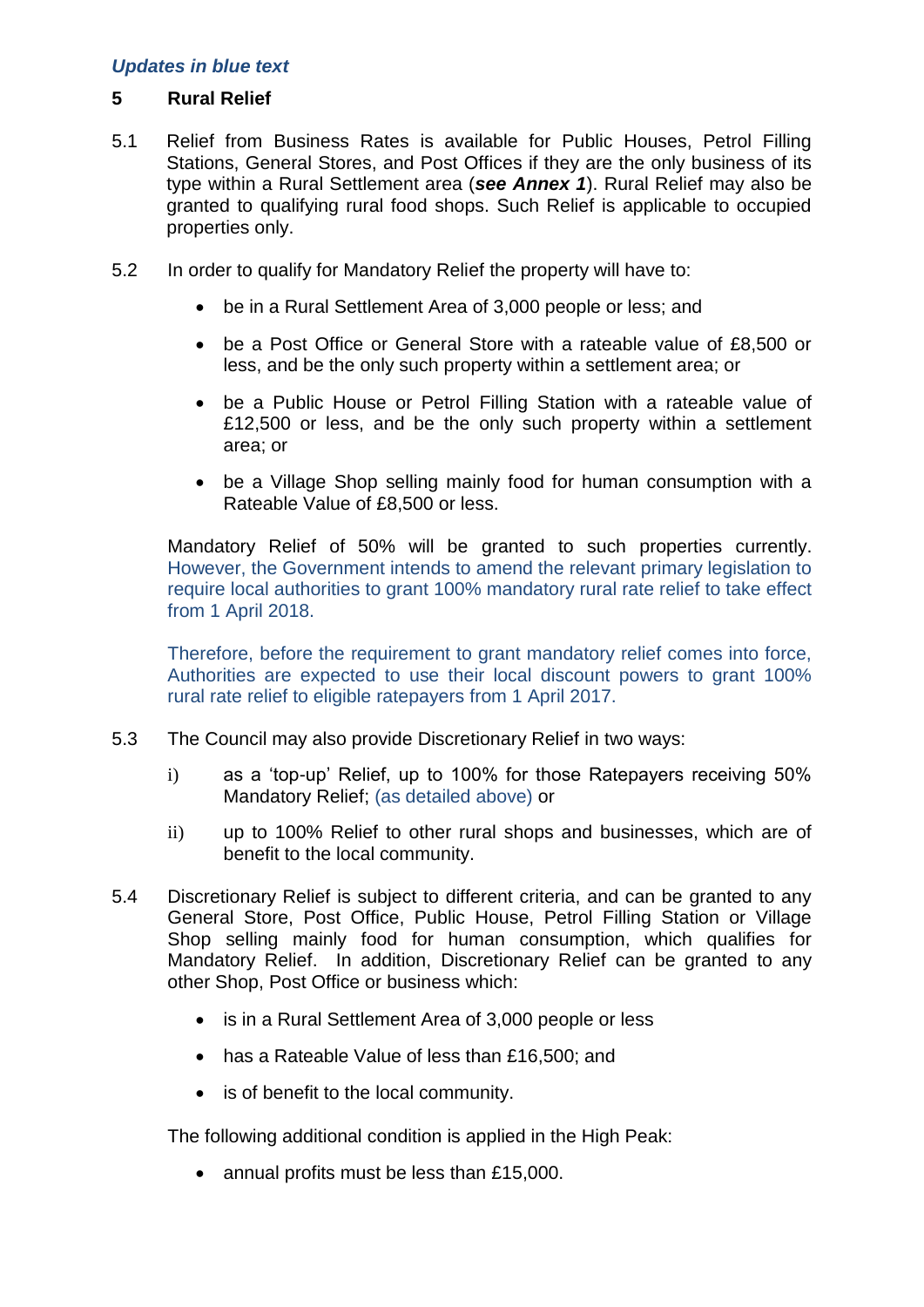*Updates in blue text*

## 5 Rural Relief

5.1 Relief from Business Rates is available for Public Houses, Petrol Filling Stations, General Stores, and Post Offices if they are the only business of its type within a Rural Settlement area (***see Annex 1***). Rural Relief may also be granted to qualifying rural food shops. Such Relief is applicable to occupied properties only.

5.2 In order to qualify for Mandatory Relief the property will have to:

- be in a Rural Settlement Area of 3,000 people or less; and
- be a Post Office or General Store with a rateable value of £8,500 or less, and be the only such property within a settlement area; or
- be a Public House or Petrol Filling Station with a rateable value of £12,500 or less, and be the only such property within a settlement area; or
- be a Village Shop selling mainly food for human consumption with a Rateable Value of £8,500 or less.

Mandatory Relief of 50% will be granted to such properties currently. However, the Government intends to amend the relevant primary legislation to require local authorities to grant 100% mandatory rural rate relief to take effect from 1 April 2018.

Therefore, before the requirement to grant mandatory relief comes into force, Authorities are expected to use their local discount powers to grant 100% rural rate relief to eligible ratepayers from 1 April 2017.

5.3 The Council may also provide Discretionary Relief in two ways:

i) as a 'top-up' Relief, up to 100% for those Ratepayers receiving 50% Mandatory Relief; (as detailed above) or

ii) up to 100% Relief to other rural shops and businesses, which are of benefit to the local community.

5.4 Discretionary Relief is subject to different criteria, and can be granted to any General Store, Post Office, Public House, Petrol Filling Station or Village Shop selling mainly food for human consumption, which qualifies for Mandatory Relief. In addition, Discretionary Relief can be granted to any other Shop, Post Office or business which:

- is in a Rural Settlement Area of 3,000 people or less
- has a Rateable Value of less than £16,500; and
- is of benefit to the local community.

The following additional condition is applied in the High Peak:

- annual profits must be less than £15,000.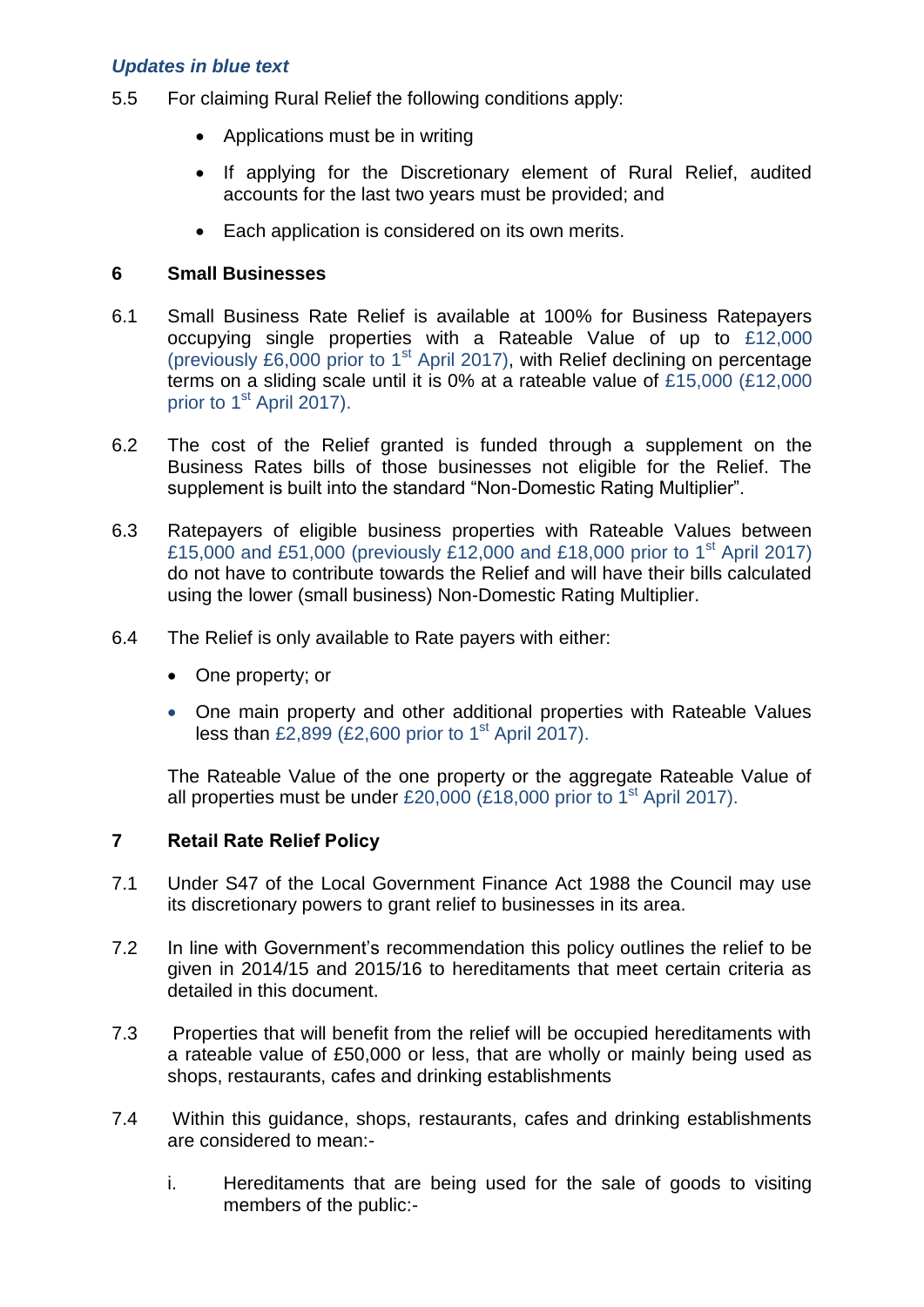*Updates in blue text*

5.5 For claiming Rural Relief the following conditions apply:

- Applications must be in writing
- If applying for the Discretionary element of Rural Relief, audited accounts for the last two years must be provided; and
- Each application is considered on its own merits.

## 6 Small Businesses

6.1 Small Business Rate Relief is available at 100% for Business Ratepayers occupying single properties with a Rateable Value of up to £12,000 (previously £6,000 prior to 1st April 2017), with Relief declining on percentage terms on a sliding scale until it is 0% at a rateable value of £15,000 (£12,000 prior to 1st April 2017).

6.2 The cost of the Relief granted is funded through a supplement on the Business Rates bills of those businesses not eligible for the Relief. The supplement is built into the standard “Non-Domestic Rating Multiplier”.

6.3 Ratepayers of eligible business properties with Rateable Values between £15,000 and £51,000 (previously £12,000 and £18,000 prior to 1st April 2017) do not have to contribute towards the Relief and will have their bills calculated using the lower (small business) Non-Domestic Rating Multiplier.

6.4 The Relief is only available to Rate payers with either:

- One property; or
- One main property and other additional properties with Rateable Values less than £2,899 (£2,600 prior to 1st April 2017).

The Rateable Value of the one property or the aggregate Rateable Value of all properties must be under £20,000 (£18,000 prior to 1st April 2017).

## 7 Retail Rate Relief Policy

7.1 Under S47 of the Local Government Finance Act 1988 the Council may use its discretionary powers to grant relief to businesses in its area.

7.2 In line with Government’s recommendation this policy outlines the relief to be given in 2014/15 and 2015/16 to hereditaments that meet certain criteria as detailed in this document.

7.3 Properties that will benefit from the relief will be occupied hereditaments with a rateable value of £50,000 or less, that are wholly or mainly being used as shops, restaurants, cafes and drinking establishments

7.4 Within this guidance, shops, restaurants, cafes and drinking establishments are considered to mean:-

i. Hereditaments that are being used for the sale of goods to visiting members of the public:-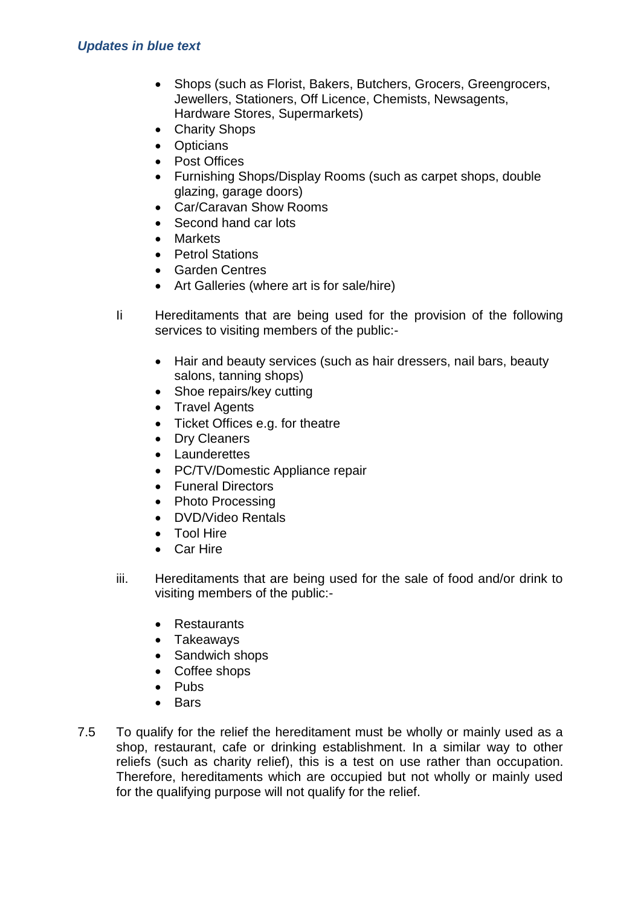*Updates in blue text*

- Shops (such as Florist, Bakers, Butchers, Grocers, Greengrocers, Jewellers, Stationers, Off Licence, Chemists, Newsagents, Hardware Stores, Supermarkets)
- Charity Shops
- Opticians
- Post Offices
- Furnishing Shops/Display Rooms (such as carpet shops, double glazing, garage doors)
- Car/Caravan Show Rooms
- Second hand car lots
- Markets
- Petrol Stations
- Garden Centres
- Art Galleries (where art is for sale/hire)

Ii Hereditaments that are being used for the provision of the following services to visiting members of the public:-

- Hair and beauty services (such as hair dressers, nail bars, beauty salons, tanning shops)
- Shoe repairs/key cutting
- Travel Agents
- Ticket Offices e.g. for theatre
- Dry Cleaners
- Launderettes
- PC/TV/Domestic Appliance repair
- Funeral Directors
- Photo Processing
- DVD/Video Rentals
- Tool Hire
- Car Hire

iii. Hereditaments that are being used for the sale of food and/or drink to visiting members of the public:-

- Restaurants
- Takeaways
- Sandwich shops
- Coffee shops
- Pubs
- Bars

7.5 To qualify for the relief the hereditament must be wholly or mainly used as a shop, restaurant, cafe or drinking establishment. In a similar way to other reliefs (such as charity relief), this is a test on use rather than occupation. Therefore, hereditaments which are occupied but not wholly or mainly used for the qualifying purpose will not qualify for the relief.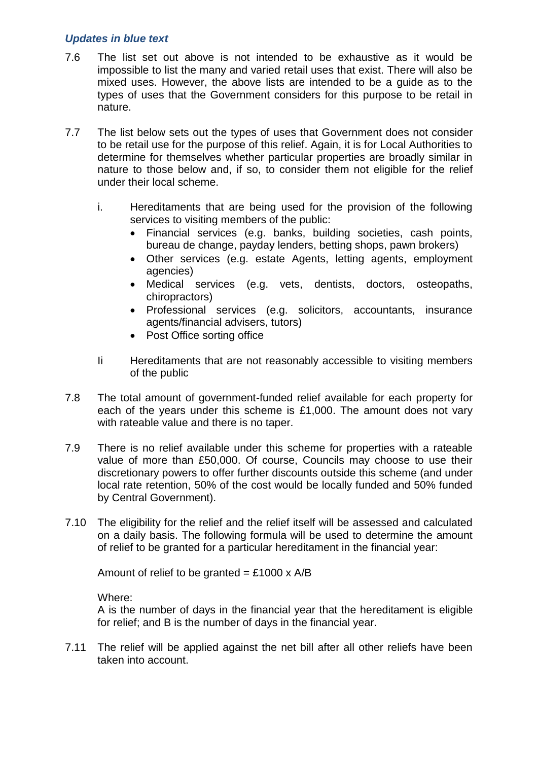***Updates in blue text***

7.6 The list set out above is not intended to be exhaustive as it would be impossible to list the many and varied retail uses that exist. There will also be mixed uses. However, the above lists are intended to be a guide as to the types of uses that the Government considers for this purpose to be retail in nature.

7.7 The list below sets out the types of uses that Government does not consider to be retail use for the purpose of this relief. Again, it is for Local Authorities to determine for themselves whether particular properties are broadly similar in nature to those below and, if so, to consider them not eligible for the relief under their local scheme.

i. Hereditaments that are being used for the provision of the following services to visiting members of the public:
   - Financial services (e.g. banks, building societies, cash points, bureau de change, payday lenders, betting shops, pawn brokers)
   - Other services (e.g. estate Agents, letting agents, employment agencies)
   - Medical services (e.g. vets, dentists, doctors, osteopaths, chiropractors)
   - Professional services (e.g. solicitors, accountants, insurance agents/financial advisers, tutors)
   - Post Office sorting office

Ii Hereditaments that are not reasonably accessible to visiting members of the public

7.8 The total amount of government-funded relief available for each property for each of the years under this scheme is £1,000. The amount does not vary with rateable value and there is no taper.

7.9 There is no relief available under this scheme for properties with a rateable value of more than £50,000. Of course, Councils may choose to use their discretionary powers to offer further discounts outside this scheme (and under local rate retention, 50% of the cost would be locally funded and 50% funded by Central Government).

7.10 The eligibility for the relief and the relief itself will be assessed and calculated on a daily basis. The following formula will be used to determine the amount of relief to be granted for a particular hereditament in the financial year:

Amount of relief to be granted = £1000 x A/B

Where:
A is the number of days in the financial year that the hereditament is eligible for relief; and B is the number of days in the financial year.

7.11 The relief will be applied against the net bill after all other reliefs have been taken into account.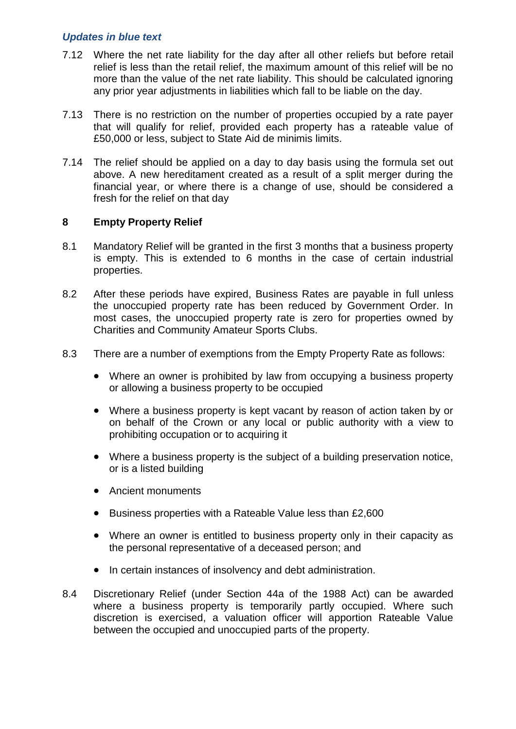*Updates in blue text*

7.12 Where the net rate liability for the day after all other reliefs but before retail relief is less than the retail relief, the maximum amount of this relief will be no more than the value of the net rate liability. This should be calculated ignoring any prior year adjustments in liabilities which fall to be liable on the day.

7.13 There is no restriction on the number of properties occupied by a rate payer that will qualify for relief, provided each property has a rateable value of £50,000 or less, subject to State Aid de minimis limits.

7.14 The relief should be applied on a day to day basis using the formula set out above. A new hereditament created as a result of a split merger during the financial year, or where there is a change of use, should be considered a fresh for the relief on that day

## 8 Empty Property Relief

8.1 Mandatory Relief will be granted in the first 3 months that a business property is empty. This is extended to 6 months in the case of certain industrial properties.

8.2 After these periods have expired, Business Rates are payable in full unless the unoccupied property rate has been reduced by Government Order. In most cases, the unoccupied property rate is zero for properties owned by Charities and Community Amateur Sports Clubs.

8.3 There are a number of exemptions from the Empty Property Rate as follows:

- Where an owner is prohibited by law from occupying a business property or allowing a business property to be occupied
- Where a business property is kept vacant by reason of action taken by or on behalf of the Crown or any local or public authority with a view to prohibiting occupation or to acquiring it
- Where a business property is the subject of a building preservation notice, or is a listed building
- Ancient monuments
- Business properties with a Rateable Value less than £2,600
- Where an owner is entitled to business property only in their capacity as the personal representative of a deceased person; and
- In certain instances of insolvency and debt administration.

8.4 Discretionary Relief (under Section 44a of the 1988 Act) can be awarded where a business property is temporarily partly occupied. Where such discretion is exercised, a valuation officer will apportion Rateable Value between the occupied and unoccupied parts of the property.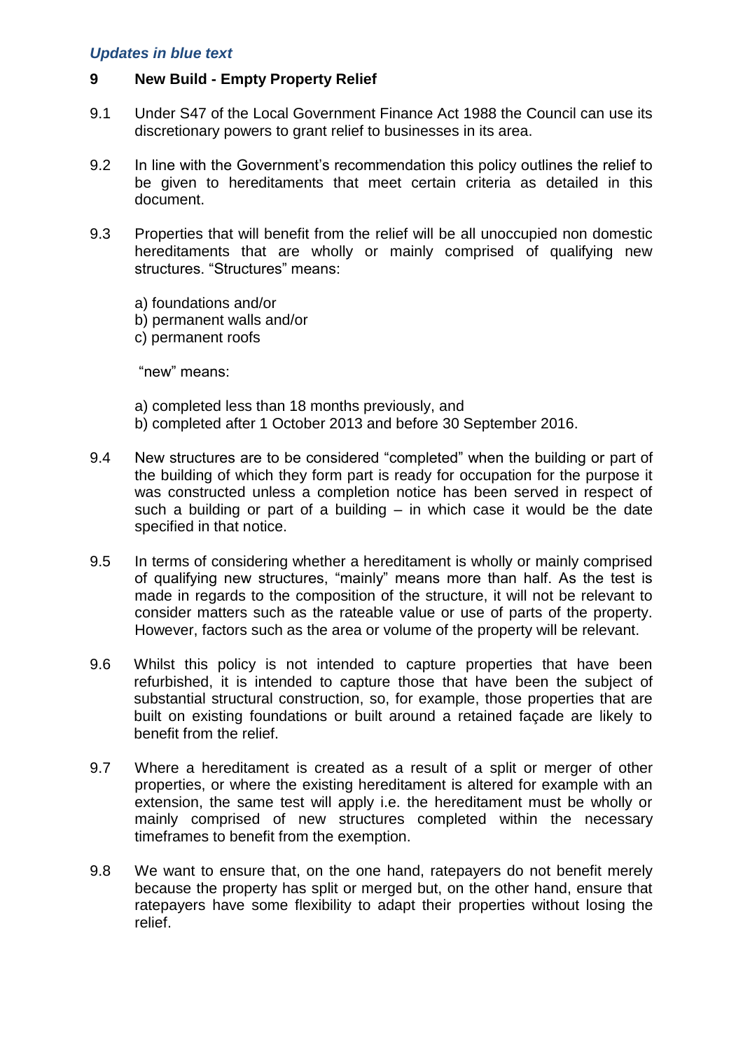*Updates in blue text*

## 9 New Build - Empty Property Relief

9.1 Under S47 of the Local Government Finance Act 1988 the Council can use its discretionary powers to grant relief to businesses in its area.

9.2 In line with the Government's recommendation this policy outlines the relief to be given to hereditaments that meet certain criteria as detailed in this document.

9.3 Properties that will benefit from the relief will be all unoccupied non domestic hereditaments that are wholly or mainly comprised of qualifying new structures. "Structures" means:

a) foundations and/or
b) permanent walls and/or
c) permanent roofs

"new" means:

a) completed less than 18 months previously, and
b) completed after 1 October 2013 and before 30 September 2016.

9.4 New structures are to be considered "completed" when the building or part of the building of which they form part is ready for occupation for the purpose it was constructed unless a completion notice has been served in respect of such a building or part of a building – in which case it would be the date specified in that notice.

9.5 In terms of considering whether a hereditament is wholly or mainly comprised of qualifying new structures, "mainly" means more than half. As the test is made in regards to the composition of the structure, it will not be relevant to consider matters such as the rateable value or use of parts of the property. However, factors such as the area or volume of the property will be relevant.

9.6 Whilst this policy is not intended to capture properties that have been refurbished, it is intended to capture those that have been the subject of substantial structural construction, so, for example, those properties that are built on existing foundations or built around a retained façade are likely to benefit from the relief.

9.7 Where a hereditament is created as a result of a split or merger of other properties, or where the existing hereditament is altered for example with an extension, the same test will apply i.e. the hereditament must be wholly or mainly comprised of new structures completed within the necessary timeframes to benefit from the exemption.

9.8 We want to ensure that, on the one hand, ratepayers do not benefit merely because the property has split or merged but, on the other hand, ensure that ratepayers have some flexibility to adapt their properties without losing the relief.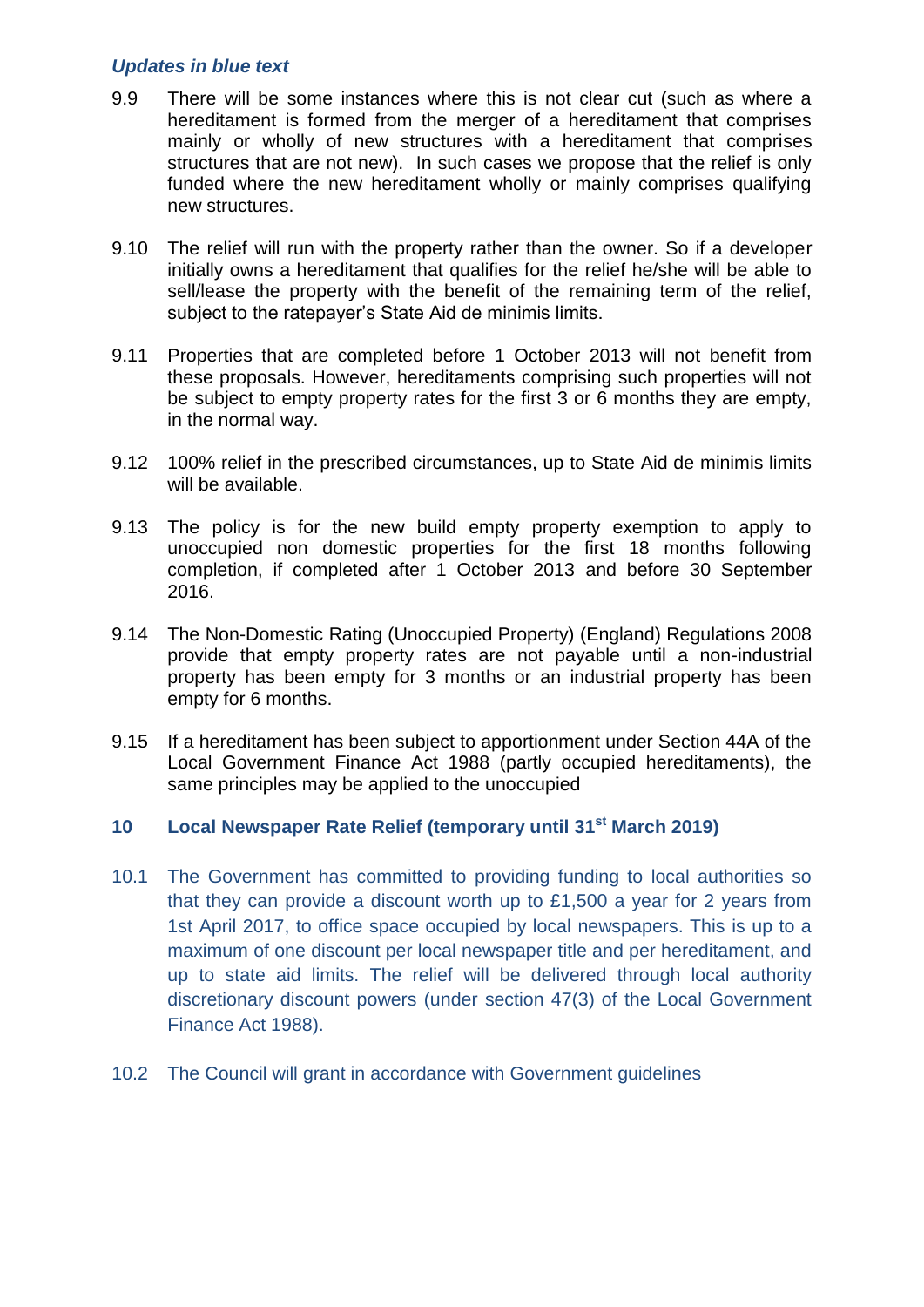*Updates in blue text*

9.9 There will be some instances where this is not clear cut (such as where a hereditament is formed from the merger of a hereditament that comprises mainly or wholly of new structures with a hereditament that comprises structures that are not new). In such cases we propose that the relief is only funded where the new hereditament wholly or mainly comprises qualifying new structures.

9.10 The relief will run with the property rather than the owner. So if a developer initially owns a hereditament that qualifies for the relief he/she will be able to sell/lease the property with the benefit of the remaining term of the relief, subject to the ratepayer's State Aid de minimis limits.

9.11 Properties that are completed before 1 October 2013 will not benefit from these proposals. However, hereditaments comprising such properties will not be subject to empty property rates for the first 3 or 6 months they are empty, in the normal way.

9.12 100% relief in the prescribed circumstances, up to State Aid de minimis limits will be available.

9.13 The policy is for the new build empty property exemption to apply to unoccupied non domestic properties for the first 18 months following completion, if completed after 1 October 2013 and before 30 September 2016.

9.14 The Non-Domestic Rating (Unoccupied Property) (England) Regulations 2008 provide that empty property rates are not payable until a non-industrial property has been empty for 3 months or an industrial property has been empty for 6 months.

9.15 If a hereditament has been subject to apportionment under Section 44A of the Local Government Finance Act 1988 (partly occupied hereditaments), the same principles may be applied to the unoccupied

## 10 Local Newspaper Rate Relief (temporary until 31st March 2019)

10.1 The Government has committed to providing funding to local authorities so that they can provide a discount worth up to £1,500 a year for 2 years from 1st April 2017, to office space occupied by local newspapers. This is up to a maximum of one discount per local newspaper title and per hereditament, and up to state aid limits. The relief will be delivered through local authority discretionary discount powers (under section 47(3) of the Local Government Finance Act 1988).

10.2 The Council will grant in accordance with Government guidelines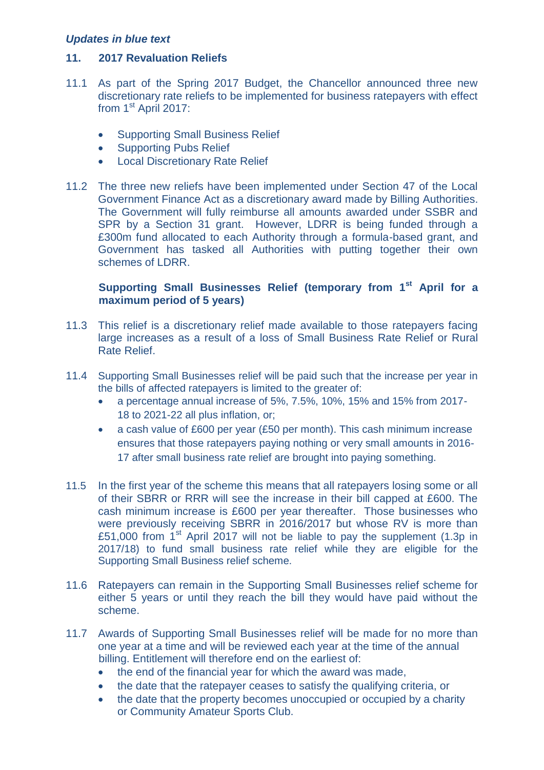*Updates in blue text*

## 11. 2017 Revaluation Reliefs

11.1 As part of the Spring 2017 Budget, the Chancellor announced three new discretionary rate reliefs to be implemented for business ratepayers with effect from 1st April 2017:

- Supporting Small Business Relief
- Supporting Pubs Relief
- Local Discretionary Rate Relief

11.2 The three new reliefs have been implemented under Section 47 of the Local Government Finance Act as a discretionary award made by Billing Authorities. The Government will fully reimburse all amounts awarded under SSBR and SPR by a Section 31 grant. However, LDRR is being funded through a £300m fund allocated to each Authority through a formula-based grant, and Government has tasked all Authorities with putting together their own schemes of LDRR.

### Supporting Small Businesses Relief (temporary from 1st April for a maximum period of 5 years)

11.3 This relief is a discretionary relief made available to those ratepayers facing large increases as a result of a loss of Small Business Rate Relief or Rural Rate Relief.

11.4 Supporting Small Businesses relief will be paid such that the increase per year in the bills of affected ratepayers is limited to the greater of:

- a percentage annual increase of 5%, 7.5%, 10%, 15% and 15% from 2017-18 to 2021-22 all plus inflation, or;
- a cash value of £600 per year (£50 per month). This cash minimum increase ensures that those ratepayers paying nothing or very small amounts in 2016-17 after small business rate relief are brought into paying something.

11.5 In the first year of the scheme this means that all ratepayers losing some or all of their SBRR or RRR will see the increase in their bill capped at £600. The cash minimum increase is £600 per year thereafter. Those businesses who were previously receiving SBRR in 2016/2017 but whose RV is more than £51,000 from 1st April 2017 will not be liable to pay the supplement (1.3p in 2017/18) to fund small business rate relief while they are eligible for the Supporting Small Business relief scheme.

11.6 Ratepayers can remain in the Supporting Small Businesses relief scheme for either 5 years or until they reach the bill they would have paid without the scheme.

11.7 Awards of Supporting Small Businesses relief will be made for no more than one year at a time and will be reviewed each year at the time of the annual billing. Entitlement will therefore end on the earliest of:

- the end of the financial year for which the award was made,
- the date that the ratepayer ceases to satisfy the qualifying criteria, or
- the date that the property becomes unoccupied or occupied by a charity or Community Amateur Sports Club.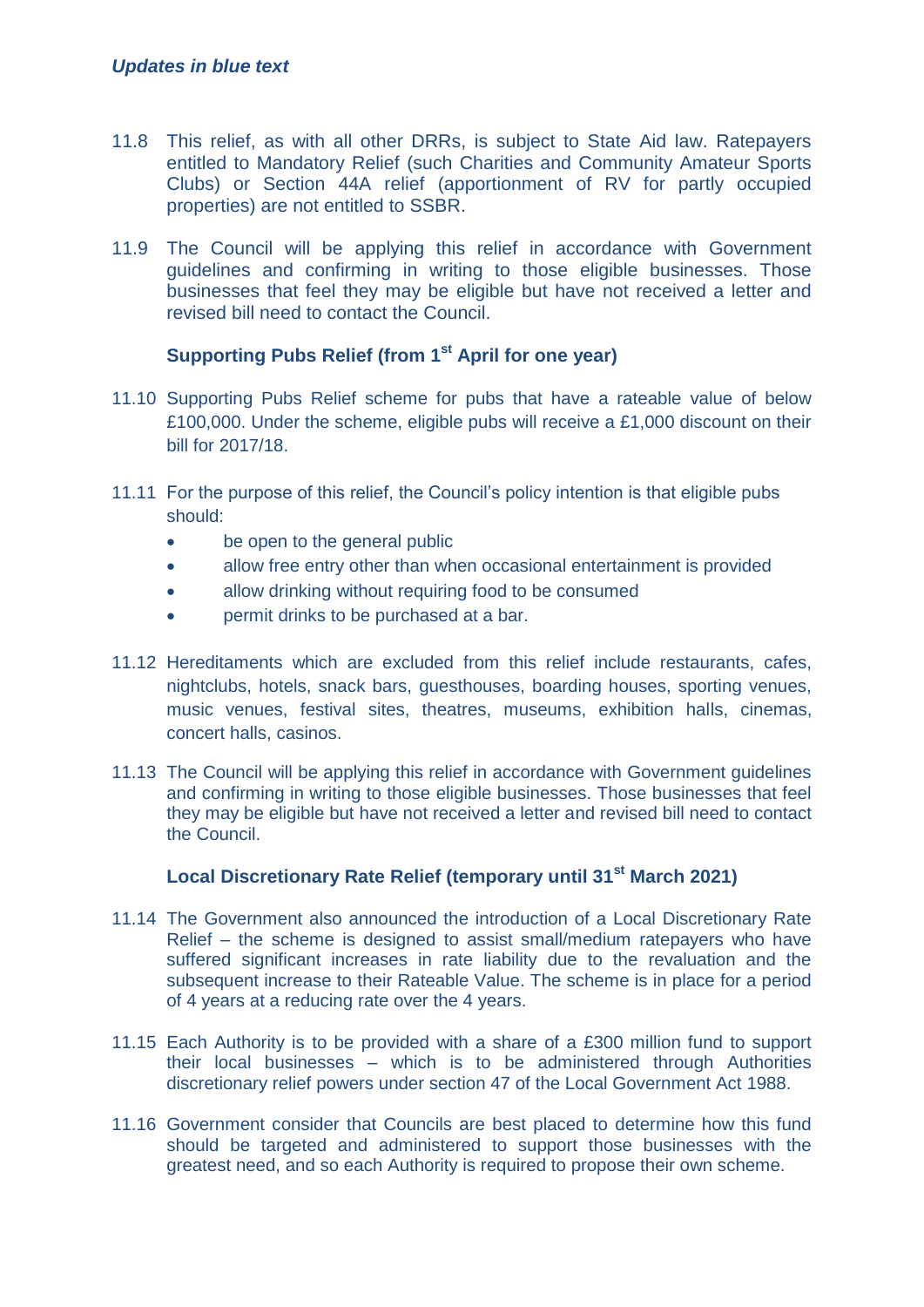*Updates in blue text*

11.8 This relief, as with all other DRRs, is subject to State Aid law. Ratepayers entitled to Mandatory Relief (such Charities and Community Amateur Sports Clubs) or Section 44A relief (apportionment of RV for partly occupied properties) are not entitled to SSBR.

11.9 The Council will be applying this relief in accordance with Government guidelines and confirming in writing to those eligible businesses. Those businesses that feel they may be eligible but have not received a letter and revised bill need to contact the Council.

### Supporting Pubs Relief (from 1st April for one year)

11.10 Supporting Pubs Relief scheme for pubs that have a rateable value of below £100,000. Under the scheme, eligible pubs will receive a £1,000 discount on their bill for 2017/18.

11.11 For the purpose of this relief, the Council's policy intention is that eligible pubs should:

- be open to the general public
- allow free entry other than when occasional entertainment is provided
- allow drinking without requiring food to be consumed
- permit drinks to be purchased at a bar.

11.12 Hereditaments which are excluded from this relief include restaurants, cafes, nightclubs, hotels, snack bars, guesthouses, boarding houses, sporting venues, music venues, festival sites, theatres, museums, exhibition halls, cinemas, concert halls, casinos.

11.13 The Council will be applying this relief in accordance with Government guidelines and confirming in writing to those eligible businesses. Those businesses that feel they may be eligible but have not received a letter and revised bill need to contact the Council.

### Local Discretionary Rate Relief (temporary until 31st March 2021)

11.14 The Government also announced the introduction of a Local Discretionary Rate Relief – the scheme is designed to assist small/medium ratepayers who have suffered significant increases in rate liability due to the revaluation and the subsequent increase to their Rateable Value. The scheme is in place for a period of 4 years at a reducing rate over the 4 years.

11.15 Each Authority is to be provided with a share of a £300 million fund to support their local businesses – which is to be administered through Authorities discretionary relief powers under section 47 of the Local Government Act 1988.

11.16 Government consider that Councils are best placed to determine how this fund should be targeted and administered to support those businesses with the greatest need, and so each Authority is required to propose their own scheme.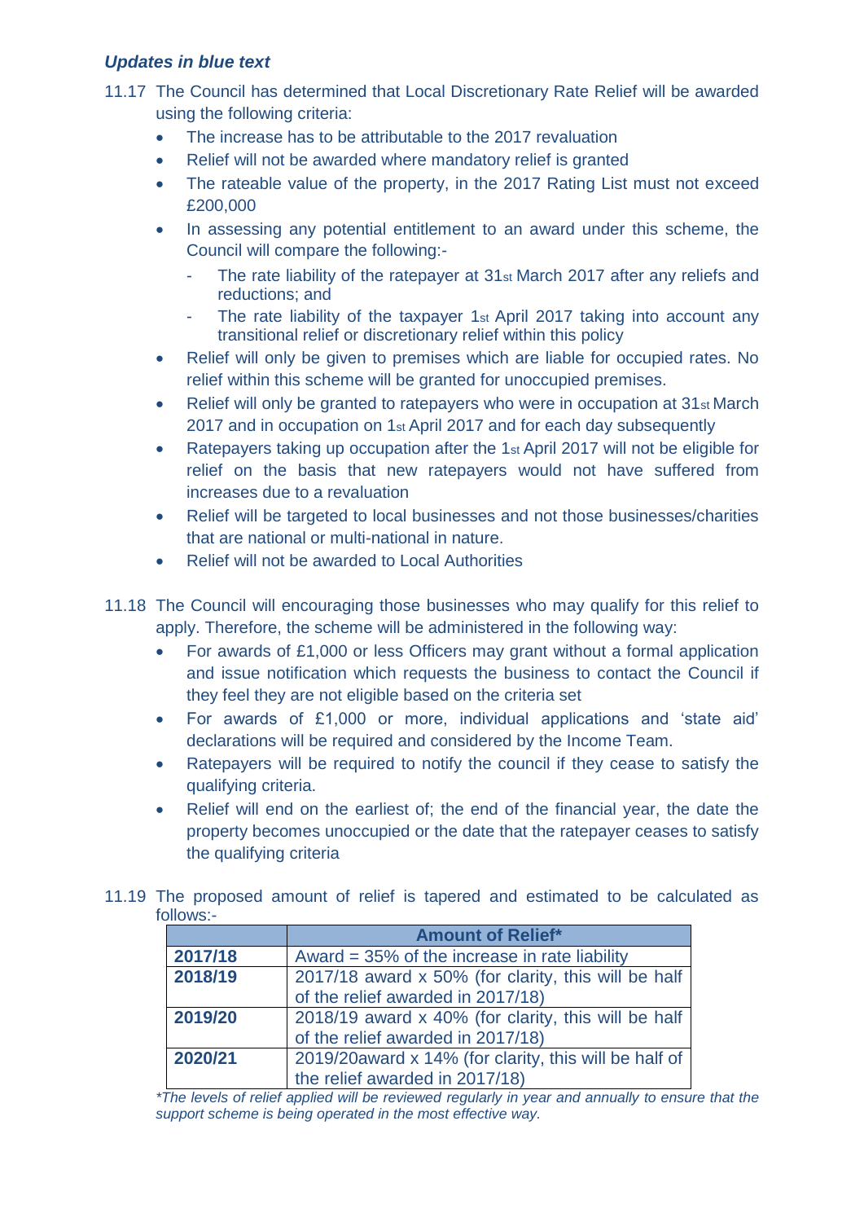***Updates in blue text***

11.17 The Council has determined that Local Discretionary Rate Relief will be awarded using the following criteria:

- The increase has to be attributable to the 2017 revaluation
- Relief will not be awarded where mandatory relief is granted
- The rateable value of the property, in the 2017 Rating List must not exceed £200,000
- In assessing any potential entitlement to an award under this scheme, the Council will compare the following:-
  - The rate liability of the ratepayer at 31st March 2017 after any reliefs and reductions; and
  - The rate liability of the taxpayer 1st April 2017 taking into account any transitional relief or discretionary relief within this policy
- Relief will only be given to premises which are liable for occupied rates. No relief within this scheme will be granted for unoccupied premises.
- Relief will only be granted to ratepayers who were in occupation at 31st March 2017 and in occupation on 1st April 2017 and for each day subsequently
- Ratepayers taking up occupation after the 1st April 2017 will not be eligible for relief on the basis that new ratepayers would not have suffered from increases due to a revaluation
- Relief will be targeted to local businesses and not those businesses/charities that are national or multi-national in nature.
- Relief will not be awarded to Local Authorities

11.18 The Council will encouraging those businesses who may qualify for this relief to apply. Therefore, the scheme will be administered in the following way:

- For awards of £1,000 or less Officers may grant without a formal application and issue notification which requests the business to contact the Council if they feel they are not eligible based on the criteria set
- For awards of £1,000 or more, individual applications and 'state aid' declarations will be required and considered by the Income Team.
- Ratepayers will be required to notify the council if they cease to satisfy the qualifying criteria.
- Relief will end on the earliest of; the end of the financial year, the date the property becomes unoccupied or the date that the ratepayer ceases to satisfy the qualifying criteria

11.19 The proposed amount of relief is tapered and estimated to be calculated as follows:-

| | **Amount of Relief*** |
|---|---|
| **2017/18** | Award = 35% of the increase in rate liability |
| **2018/19** | 2017/18 award x 50% (for clarity, this will be half of the relief awarded in 2017/18) |
| **2019/20** | 2018/19 award x 40% (for clarity, this will be half of the relief awarded in 2017/18) |
| **2020/21** | 2019/20award x 14% (for clarity, this will be half of the relief awarded in 2017/18) |

**The levels of relief applied will be reviewed regularly in year and annually to ensure that the support scheme is being operated in the most effective way.*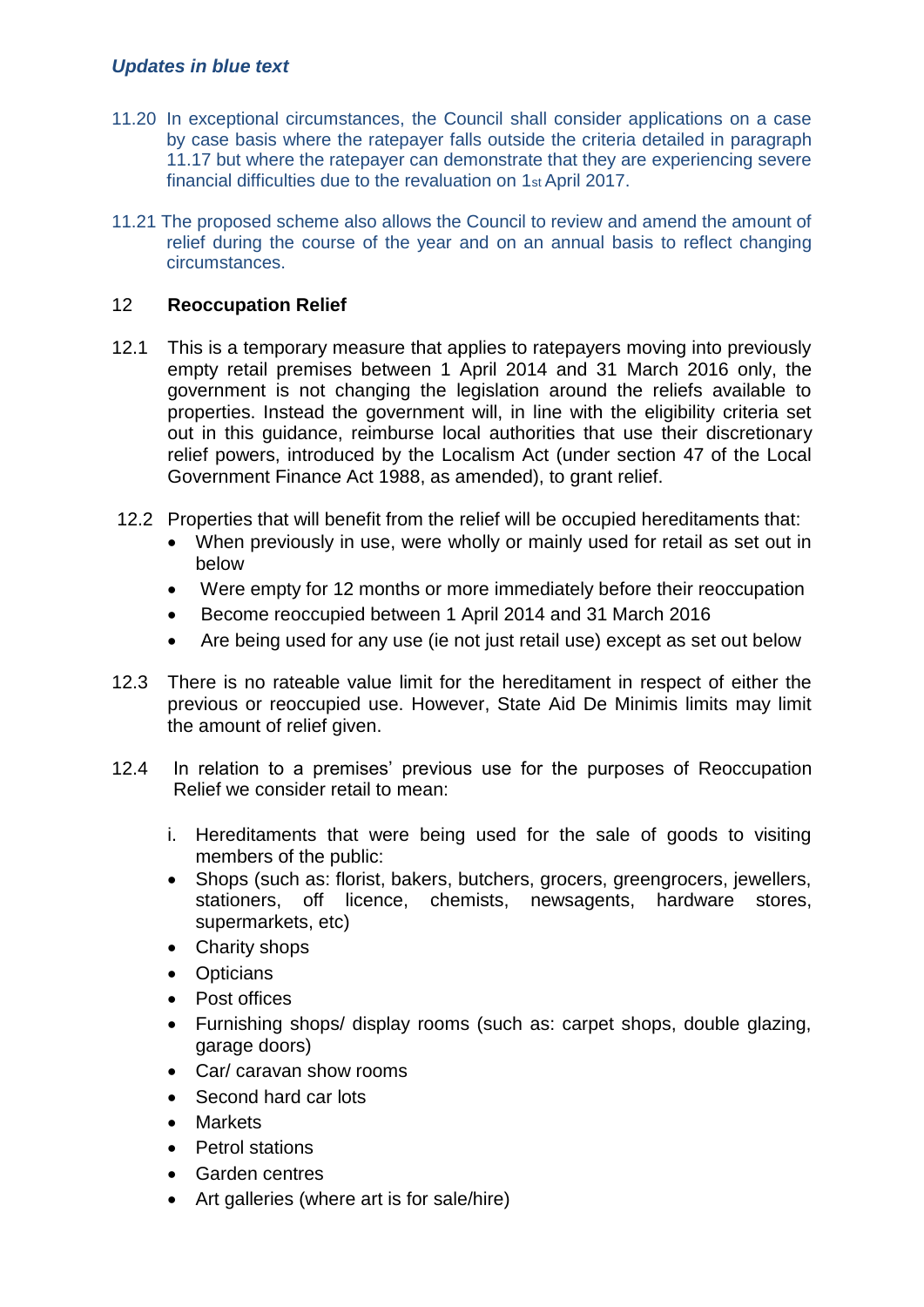*Updates in blue text*

11.20 In exceptional circumstances, the Council shall consider applications on a case by case basis where the ratepayer falls outside the criteria detailed in paragraph 11.17 but where the ratepayer can demonstrate that they are experiencing severe financial difficulties due to the revaluation on 1st April 2017.

11.21 The proposed scheme also allows the Council to review and amend the amount of relief during the course of the year and on an annual basis to reflect changing circumstances.

## 12 Reoccupation Relief

12.1 This is a temporary measure that applies to ratepayers moving into previously empty retail premises between 1 April 2014 and 31 March 2016 only, the government is not changing the legislation around the reliefs available to properties. Instead the government will, in line with the eligibility criteria set out in this guidance, reimburse local authorities that use their discretionary relief powers, introduced by the Localism Act (under section 47 of the Local Government Finance Act 1988, as amended), to grant relief.

12.2 Properties that will benefit from the relief will be occupied hereditaments that:

- When previously in use, were wholly or mainly used for retail as set out in below
- Were empty for 12 months or more immediately before their reoccupation
- Become reoccupied between 1 April 2014 and 31 March 2016
- Are being used for any use (ie not just retail use) except as set out below

12.3 There is no rateable value limit for the hereditament in respect of either the previous or reoccupied use. However, State Aid De Minimis limits may limit the amount of relief given.

12.4 In relation to a premises' previous use for the purposes of Reoccupation Relief we consider retail to mean:

i. Hereditaments that were being used for the sale of goods to visiting members of the public:

- Shops (such as: florist, bakers, butchers, grocers, greengrocers, jewellers, stationers, off licence, chemists, newsagents, hardware stores, supermarkets, etc)
- Charity shops
- Opticians
- Post offices
- Furnishing shops/ display rooms (such as: carpet shops, double glazing, garage doors)
- Car/ caravan show rooms
- Second hard car lots
- Markets
- Petrol stations
- Garden centres
- Art galleries (where art is for sale/hire)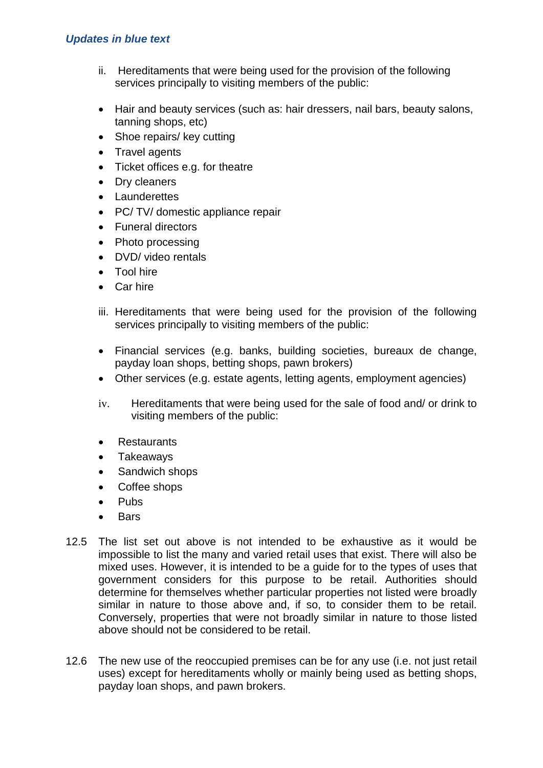*Updates in blue text*

ii. Hereditaments that were being used for the provision of the following services principally to visiting members of the public:

- Hair and beauty services (such as: hair dressers, nail bars, beauty salons, tanning shops, etc)
- Shoe repairs/ key cutting
- Travel agents
- Ticket offices e.g. for theatre
- Dry cleaners
- Launderettes
- PC/ TV/ domestic appliance repair
- Funeral directors
- Photo processing
- DVD/ video rentals
- Tool hire
- Car hire

iii. Hereditaments that were being used for the provision of the following services principally to visiting members of the public:

- Financial services (e.g. banks, building societies, bureaux de change, payday loan shops, betting shops, pawn brokers)
- Other services (e.g. estate agents, letting agents, employment agencies)

iv. Hereditaments that were being used for the sale of food and/ or drink to visiting members of the public:

- Restaurants
- Takeaways
- Sandwich shops
- Coffee shops
- Pubs
- Bars

12.5 The list set out above is not intended to be exhaustive as it would be impossible to list the many and varied retail uses that exist. There will also be mixed uses. However, it is intended to be a guide for to the types of uses that government considers for this purpose to be retail. Authorities should determine for themselves whether particular properties not listed were broadly similar in nature to those above and, if so, to consider them to be retail. Conversely, properties that were not broadly similar in nature to those listed above should not be considered to be retail.

12.6 The new use of the reoccupied premises can be for any use (i.e. not just retail uses) except for hereditaments wholly or mainly being used as betting shops, payday loan shops, and pawn brokers.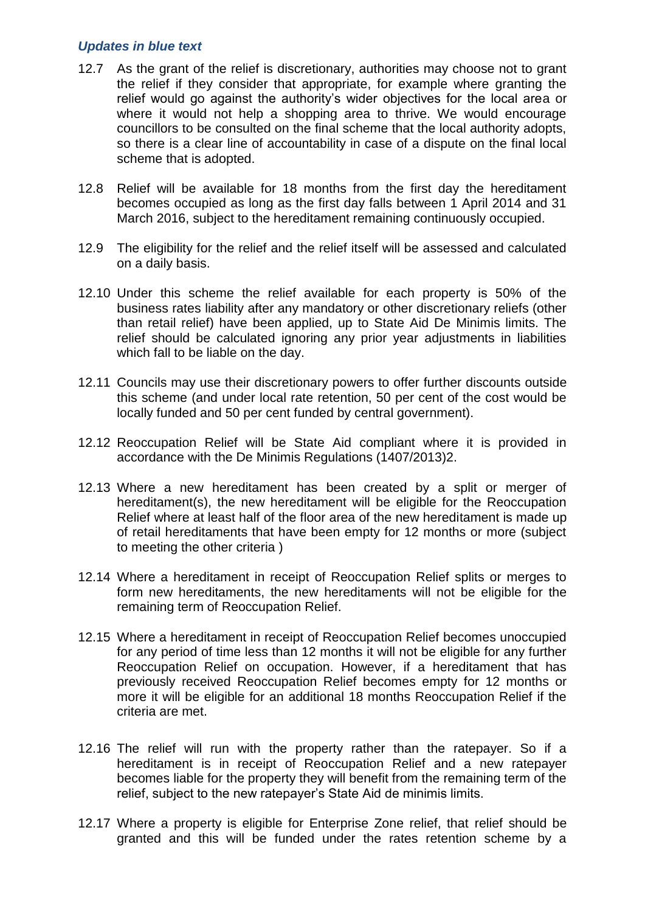*Updates in blue text*

12.7 As the grant of the relief is discretionary, authorities may choose not to grant the relief if they consider that appropriate, for example where granting the relief would go against the authority's wider objectives for the local area or where it would not help a shopping area to thrive. We would encourage councillors to be consulted on the final scheme that the local authority adopts, so there is a clear line of accountability in case of a dispute on the final local scheme that is adopted.

12.8 Relief will be available for 18 months from the first day the hereditament becomes occupied as long as the first day falls between 1 April 2014 and 31 March 2016, subject to the hereditament remaining continuously occupied.

12.9 The eligibility for the relief and the relief itself will be assessed and calculated on a daily basis.

12.10 Under this scheme the relief available for each property is 50% of the business rates liability after any mandatory or other discretionary reliefs (other than retail relief) have been applied, up to State Aid De Minimis limits. The relief should be calculated ignoring any prior year adjustments in liabilities which fall to be liable on the day.

12.11 Councils may use their discretionary powers to offer further discounts outside this scheme (and under local rate retention, 50 per cent of the cost would be locally funded and 50 per cent funded by central government).

12.12 Reoccupation Relief will be State Aid compliant where it is provided in accordance with the De Minimis Regulations (1407/2013)2.

12.13 Where a new hereditament has been created by a split or merger of hereditament(s), the new hereditament will be eligible for the Reoccupation Relief where at least half of the floor area of the new hereditament is made up of retail hereditaments that have been empty for 12 months or more (subject to meeting the other criteria )

12.14 Where a hereditament in receipt of Reoccupation Relief splits or merges to form new hereditaments, the new hereditaments will not be eligible for the remaining term of Reoccupation Relief.

12.15 Where a hereditament in receipt of Reoccupation Relief becomes unoccupied for any period of time less than 12 months it will not be eligible for any further Reoccupation Relief on occupation. However, if a hereditament that has previously received Reoccupation Relief becomes empty for 12 months or more it will be eligible for an additional 18 months Reoccupation Relief if the criteria are met.

12.16 The relief will run with the property rather than the ratepayer. So if a hereditament is in receipt of Reoccupation Relief and a new ratepayer becomes liable for the property they will benefit from the remaining term of the relief, subject to the new ratepayer's State Aid de minimis limits.

12.17 Where a property is eligible for Enterprise Zone relief, that relief should be granted and this will be funded under the rates retention scheme by a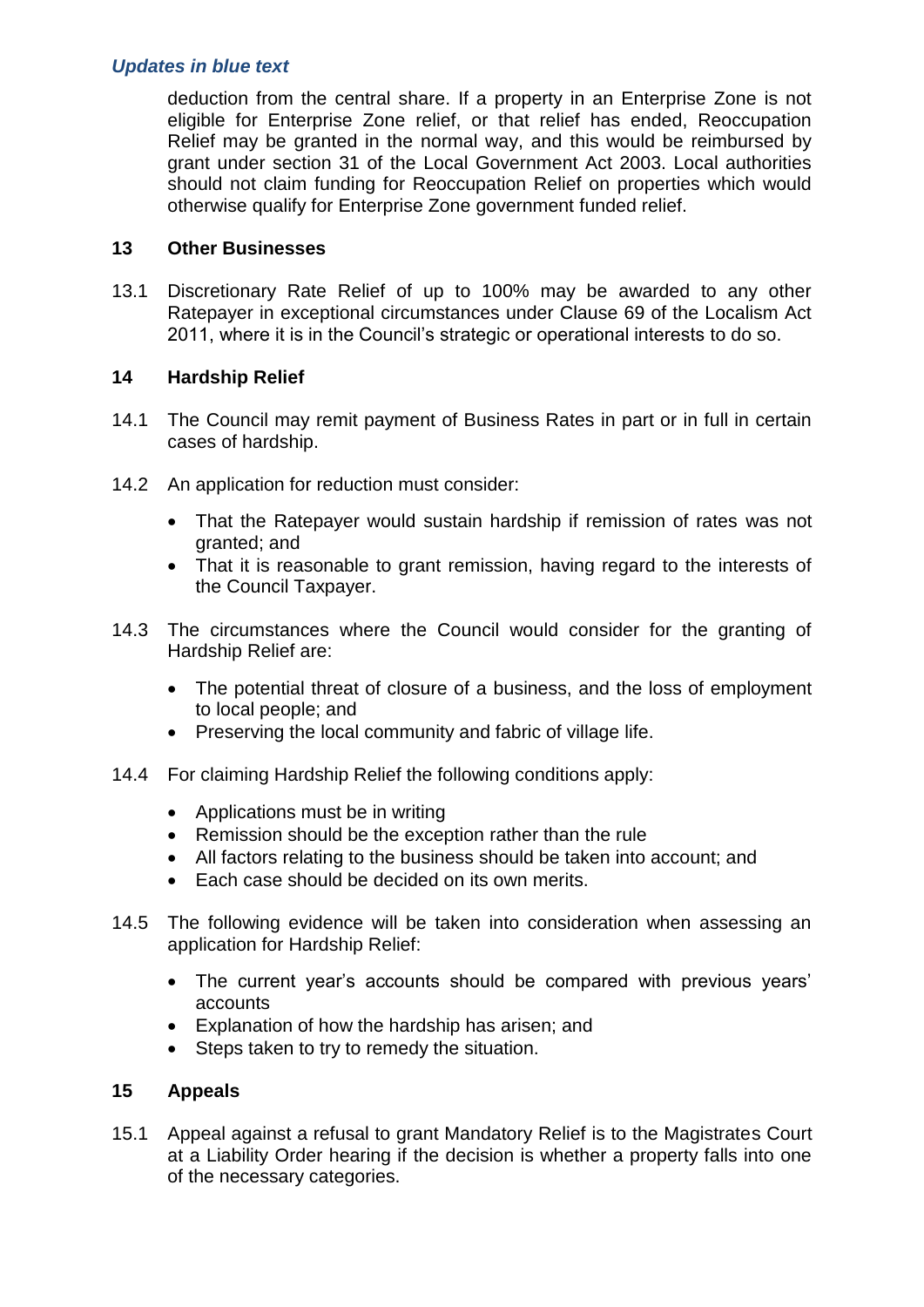deduction from the central share. If a property in an Enterprise Zone is not eligible for Enterprise Zone relief, or that relief has ended, Reoccupation Relief may be granted in the normal way, and this would be reimbursed by grant under section 31 of the Local Government Act 2003. Local authorities should not claim funding for Reoccupation Relief on properties which would otherwise qualify for Enterprise Zone government funded relief.

## 13 Other Businesses

13.1 Discretionary Rate Relief of up to 100% may be awarded to any other Ratepayer in exceptional circumstances under Clause 69 of the Localism Act 2011, where it is in the Council's strategic or operational interests to do so.

## 14 Hardship Relief

14.1 The Council may remit payment of Business Rates in part or in full in certain cases of hardship.

14.2 An application for reduction must consider:

- That the Ratepayer would sustain hardship if remission of rates was not granted; and
- That it is reasonable to grant remission, having regard to the interests of the Council Taxpayer.

14.3 The circumstances where the Council would consider for the granting of Hardship Relief are:

- The potential threat of closure of a business, and the loss of employment to local people; and
- Preserving the local community and fabric of village life.

14.4 For claiming Hardship Relief the following conditions apply:

- Applications must be in writing
- Remission should be the exception rather than the rule
- All factors relating to the business should be taken into account; and
- Each case should be decided on its own merits.

14.5 The following evidence will be taken into consideration when assessing an application for Hardship Relief:

- The current year's accounts should be compared with previous years' accounts
- Explanation of how the hardship has arisen; and
- Steps taken to try to remedy the situation.

## 15 Appeals

15.1 Appeal against a refusal to grant Mandatory Relief is to the Magistrates Court at a Liability Order hearing if the decision is whether a property falls into one of the necessary categories.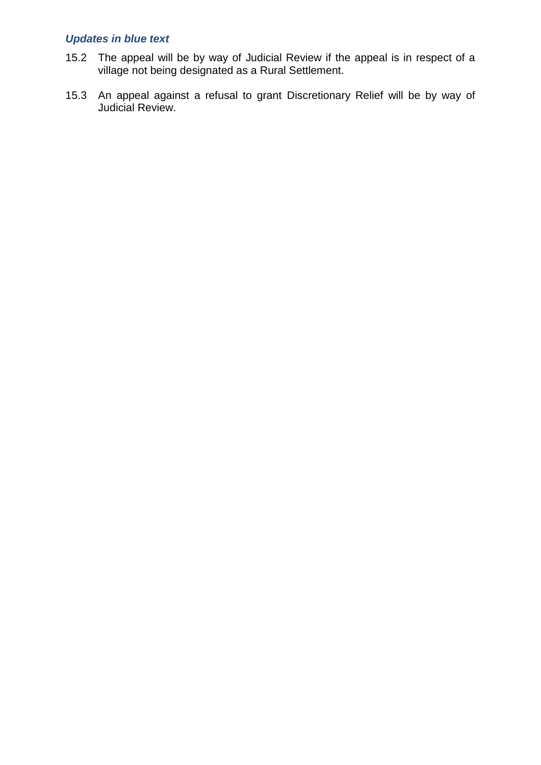15.2 The appeal will be by way of Judicial Review if the appeal is in respect of a village not being designated as a Rural Settlement.

15.3 An appeal against a refusal to grant Discretionary Relief will be by way of Judicial Review.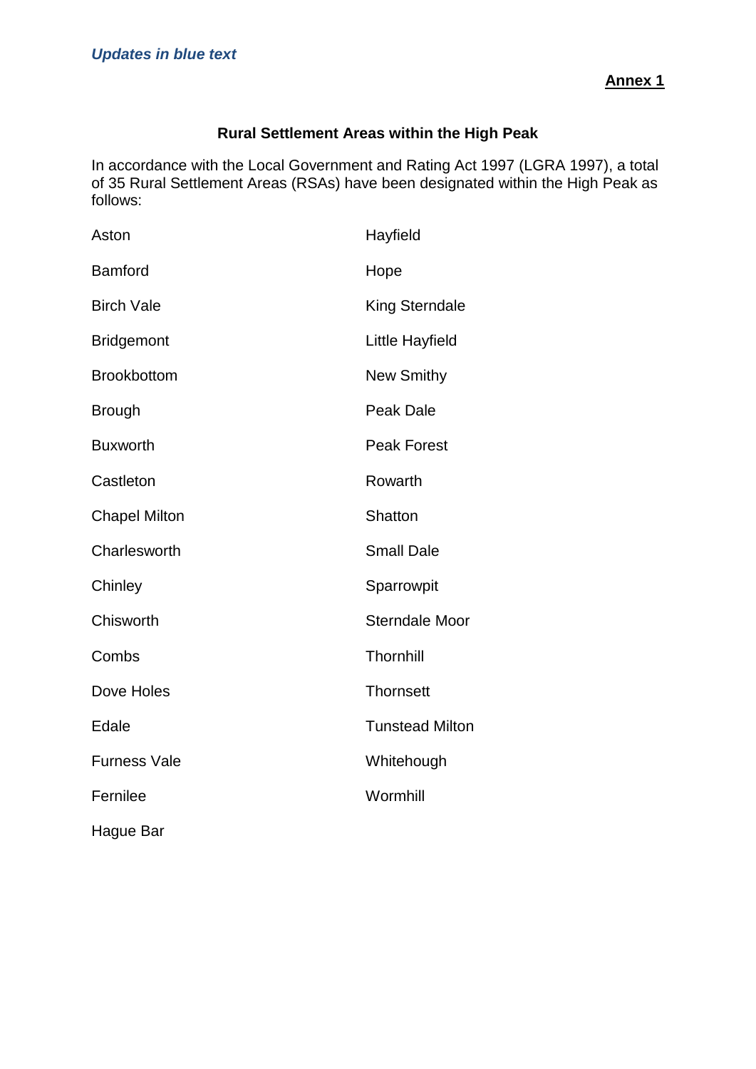*Updates in blue text*

**Annex 1**

### Rural Settlement Areas within the High Peak

In accordance with the Local Government and Rating Act 1997 (LGRA 1997), a total of 35 Rural Settlement Areas (RSAs) have been designated within the High Peak as follows:

| | |
|---|---|
| Aston | Hayfield |
| Bamford | Hope |
| Birch Vale | King Sterndale |
| Bridgemont | Little Hayfield |
| Brookbottom | New Smithy |
| Brough | Peak Dale |
| Buxworth | Peak Forest |
| Castleton | Rowarth |
| Chapel Milton | Shatton |
| Charlesworth | Small Dale |
| Chinley | Sparrowpit |
| Chisworth | Sterndale Moor |
| Combs | Thornhill |
| Dove Holes | Thornsett |
| Edale | Tunstead Milton |
| Furness Vale | Whitehough |
| Fernilee | Wormhill |
| Hague Bar | |